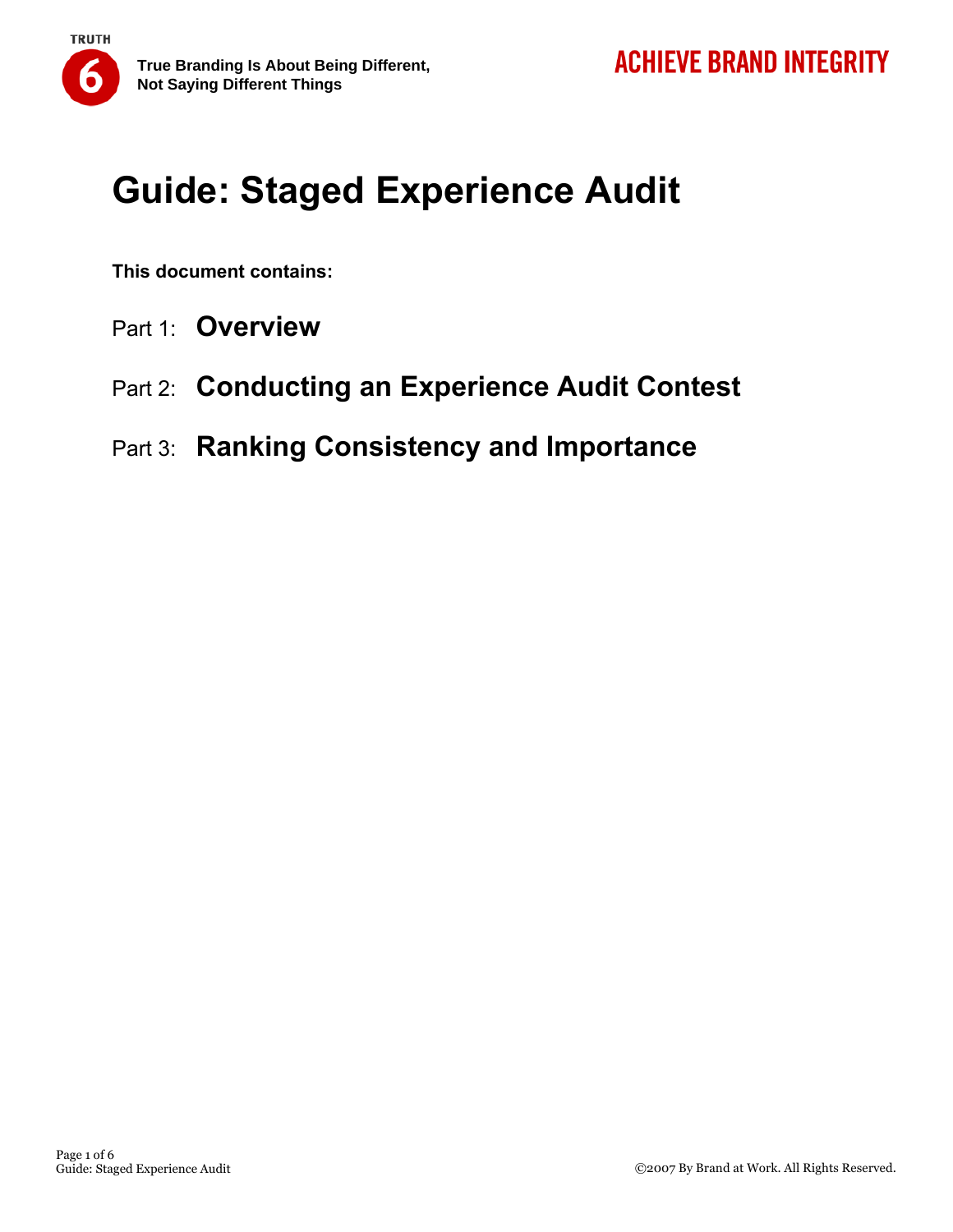# Guide: Staged Experience Audit

**This document contains:**

Part 1: **Overview**

Part 2: **Conducting an Experience Audit Contest**

Part 3: **Ranking Consistency and Importance**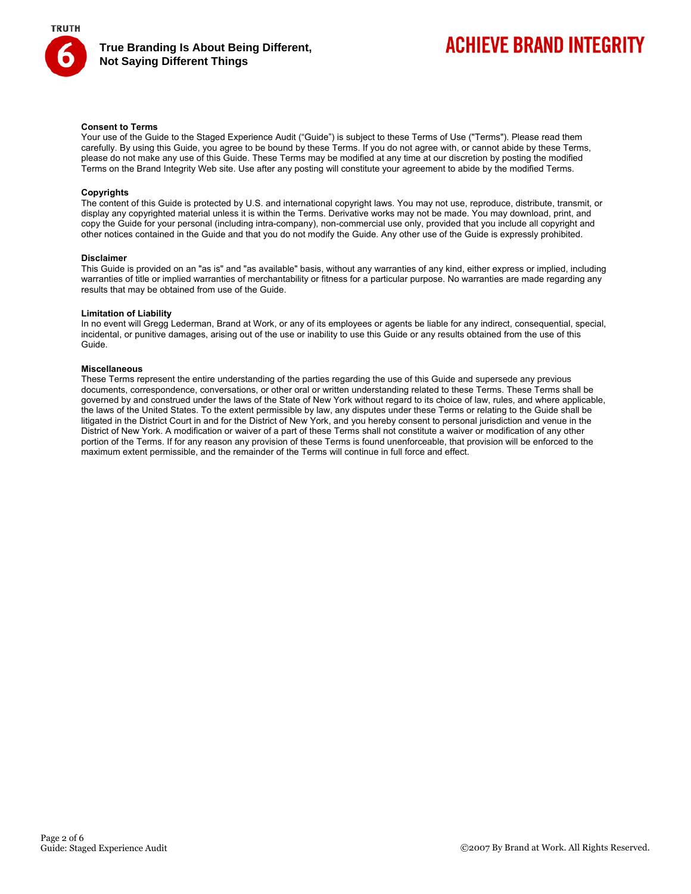**Consent to Terms**

Your use of the Guide to the Staged Experience Audit (“Guide”) is subject to these Terms of Use ("Terms"). Please read them carefully. By using this Guide, you agree to be bound by these Terms. If you do not agree with, or cannot abide by these Terms, please do not make any use of this Guide. These Terms may be modified at any time at our discretion by posting the modified Terms on the Brand Integrity Web site. Use after any posting will constitute your agreement to abide by the modified Terms.

**Copyrights**

The content of this Guide is protected by U.S. and international copyright laws. You may not use, reproduce, distribute, transmit, or display any copyrighted material unless it is within the Terms. Derivative works may not be made. You may download, print, and copy the Guide for your personal (including intra-company), non-commercial use only, provided that you include all copyright and other notices contained in the Guide and that you do not modify the Guide. Any other use of the Guide is expressly prohibited.

**Disclaimer**

This Guide is provided on an "as is" and "as available" basis, without any warranties of any kind, either express or implied, including warranties of title or implied warranties of merchantability or fitness for a particular purpose. No warranties are made regarding any results that may be obtained from use of the Guide.

**Limitation of Liability**

In no event will Gregg Lederman, Brand at Work, or any of its employees or agents be liable for any indirect, consequential, special, incidental, or punitive damages, arising out of the use or inability to use this Guide or any results obtained from the use of this Guide.

**Miscellaneous**

These Terms represent the entire understanding of the parties regarding the use of this Guide and supersede any previous documents, correspondence, conversations, or other oral or written understanding related to these Terms. These Terms shall be governed by and construed under the laws of the State of New York without regard to its choice of law, rules, and where applicable, the laws of the United States. To the extent permissible by law, any disputes under these Terms or relating to the Guide shall be litigated in the District Court in and for the District of New York, and you hereby consent to personal jurisdiction and venue in the District of New York. A modification or waiver of a part of these Terms shall not constitute a waiver or modification of any other portion of the Terms. If for any reason any provision of these Terms is found unenforceable, that provision will be enforced to the maximum extent permissible, and the remainder of the Terms will continue in full force and effect.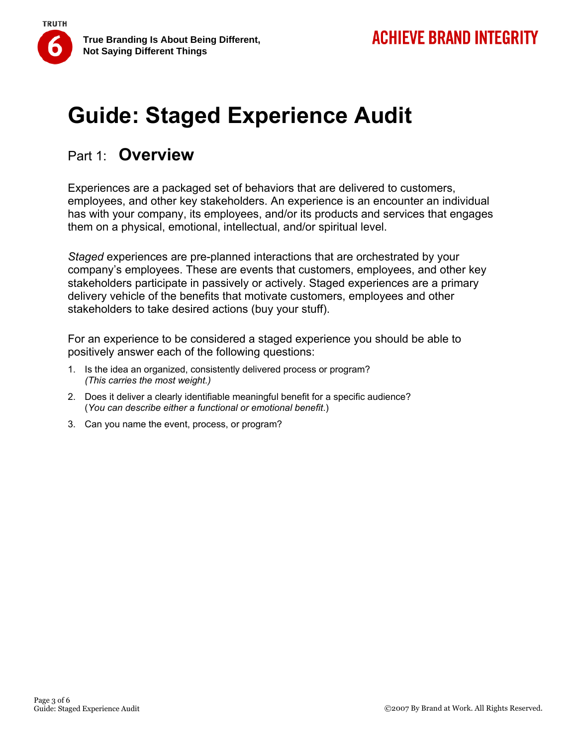# Guide: Staged Experience Audit

## Part 1: **Overview**

Experiences are a packaged set of behaviors that are delivered to customers, employees, and other key stakeholders. An experience is an encounter an individual has with your company, its employees, and/or its products and services that engages them on a physical, emotional, intellectual, and/or spiritual level.

*Staged* experiences are pre-planned interactions that are orchestrated by your company's employees. These are events that customers, employees, and other key stakeholders participate in passively or actively. Staged experiences are a primary delivery vehicle of the benefits that motivate customers, employees and other stakeholders to take desired actions (buy your stuff).

For an experience to be considered a staged experience you should be able to positively answer each of the following questions:

1. Is the idea an organized, consistently delivered process or program?  
   *(This carries the most weight.)*
2. Does it deliver a clearly identifiable meaningful benefit for a specific audience?  
   (*You can describe either a functional or emotional benefit.*)
3. Can you name the event, process, or program?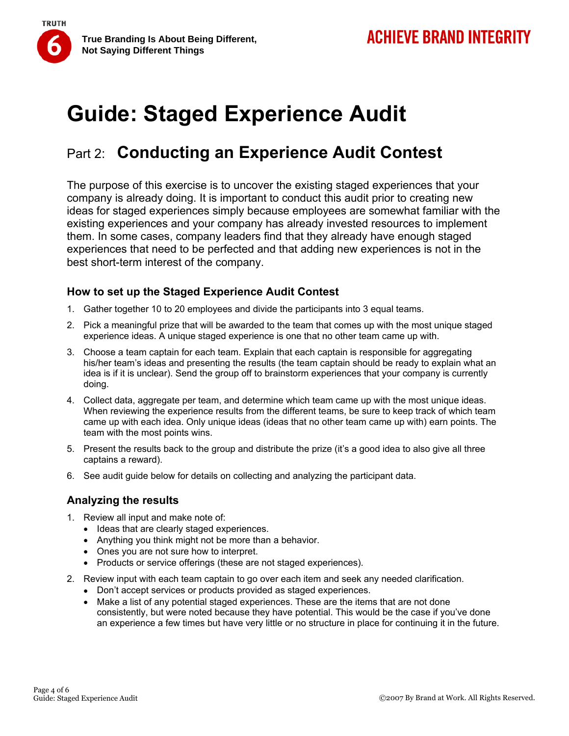# Guide: Staged Experience Audit

## Part 2: Conducting an Experience Audit Contest

The purpose of this exercise is to uncover the existing staged experiences that your company is already doing. It is important to conduct this audit prior to creating new ideas for staged experiences simply because employees are somewhat familiar with the existing experiences and your company has already invested resources to implement them. In some cases, company leaders find that they already have enough staged experiences that need to be perfected and that adding new experiences is not in the best short-term interest of the company.

### How to set up the Staged Experience Audit Contest

1. Gather together 10 to 20 employees and divide the participants into 3 equal teams.
2. Pick a meaningful prize that will be awarded to the team that comes up with the most unique staged experience ideas. A unique staged experience is one that no other team came up with.
3. Choose a team captain for each team. Explain that each captain is responsible for aggregating his/her team's ideas and presenting the results (the team captain should be ready to explain what an idea is if it is unclear). Send the group off to brainstorm experiences that your company is currently doing.
4. Collect data, aggregate per team, and determine which team came up with the most unique ideas. When reviewing the experience results from the different teams, be sure to keep track of which team came up with each idea. Only unique ideas (ideas that no other team came up with) earn points. The team with the most points wins.
5. Present the results back to the group and distribute the prize (it's a good idea to also give all three captains a reward).
6. See audit guide below for details on collecting and analyzing the participant data.

### Analyzing the results

1. Review all input and make note of:
   - Ideas that are clearly staged experiences.
   - Anything you think might not be more than a behavior.
   - Ones you are not sure how to interpret.
   - Products or service offerings (these are not staged experiences).
2. Review input with each team captain to go over each item and seek any needed clarification.
   - Don't accept services or products provided as staged experiences.
   - Make a list of any potential staged experiences. These are the items that are not done consistently, but were noted because they have potential. This would be the case if you've done an experience a few times but have very little or no structure in place for continuing it in the future.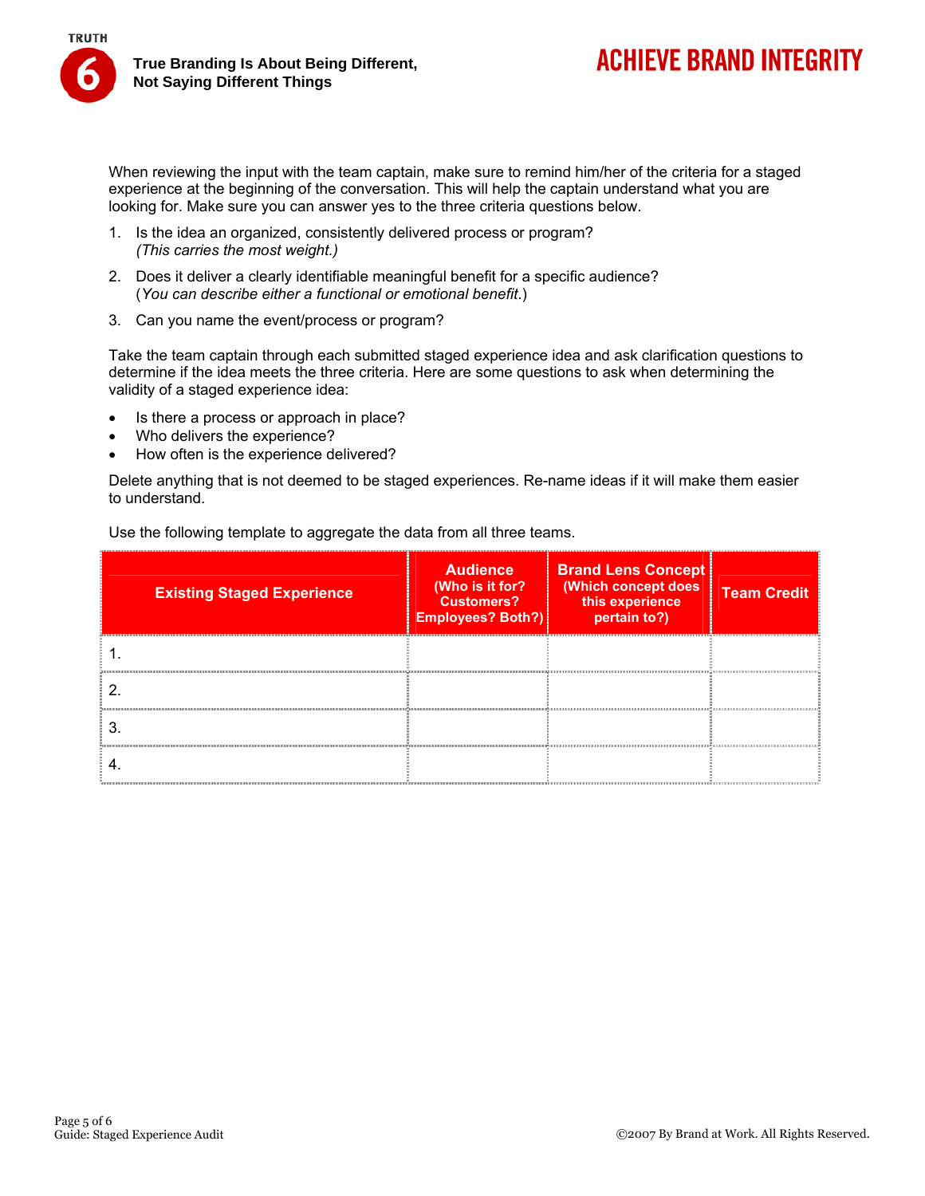When reviewing the input with the team captain, make sure to remind him/her of the criteria for a staged experience at the beginning of the conversation. This will help the captain understand what you are looking for. Make sure you can answer yes to the three criteria questions below.

1. Is the idea an organized, consistently delivered process or program?
   *(This carries the most weight.)*
2. Does it deliver a clearly identifiable meaningful benefit for a specific audience?
   (*You can describe either a functional or emotional benefit*.)
3. Can you name the event/process or program?

Take the team captain through each submitted staged experience idea and ask clarification questions to determine if the idea meets the three criteria. Here are some questions to ask when determining the validity of a staged experience idea:

- Is there a process or approach in place?
- Who delivers the experience?
- How often is the experience delivered?

Delete anything that is not deemed to be staged experiences. Re-name ideas if it will make them easier to understand.

Use the following template to aggregate the data from all three teams.

| Existing Staged Experience | Audience (Who is it for? Customers? Employees? Both?) | Brand Lens Concept (Which concept does this experience pertain to?) | Team Credit |
|---|---|---|---|
| 1. | | | |
| 2. | | | |
| 3. | | | |
| 4. | | | |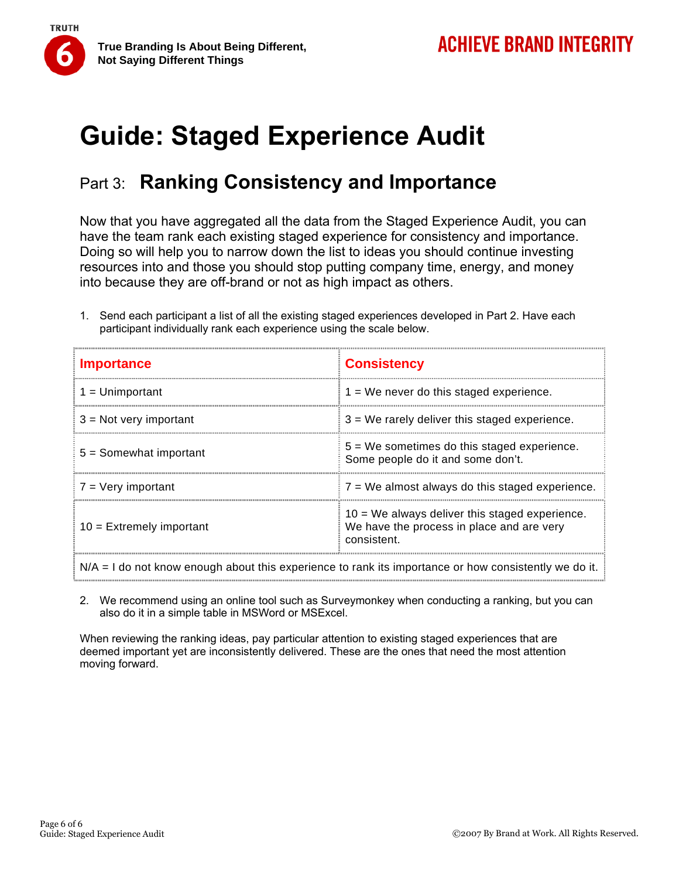# Guide: Staged Experience Audit

## Part 3: Ranking Consistency and Importance

Now that you have aggregated all the data from the Staged Experience Audit, you can have the team rank each existing staged experience for consistency and importance. Doing so will help you to narrow down the list to ideas you should continue investing resources into and those you should stop putting company time, energy, and money into because they are off-brand or not as high impact as others.

1. Send each participant a list of all the existing staged experiences developed in Part 2. Have each participant individually rank each experience using the scale below.

| Importance | Consistency |
|---|---|
| 1 = Unimportant | 1 = We never do this staged experience. |
| 3 = Not very important | 3 = We rarely deliver this staged experience. |
| 5 = Somewhat important | 5 = We sometimes do this staged experience. Some people do it and some don't. |
| 7 = Very important | 7 = We almost always do this staged experience. |
| 10 = Extremely important | 10 = We always deliver this staged experience. We have the process in place and are very consistent. |
| N/A = I do not know enough about this experience to rank its importance or how consistently we do it. | |

2. We recommend using an online tool such as Surveymonkey when conducting a ranking, but you can also do it in a simple table in MSWord or MSExcel.

When reviewing the ranking ideas, pay particular attention to existing staged experiences that are deemed important yet are inconsistently delivered. These are the ones that need the most attention moving forward.